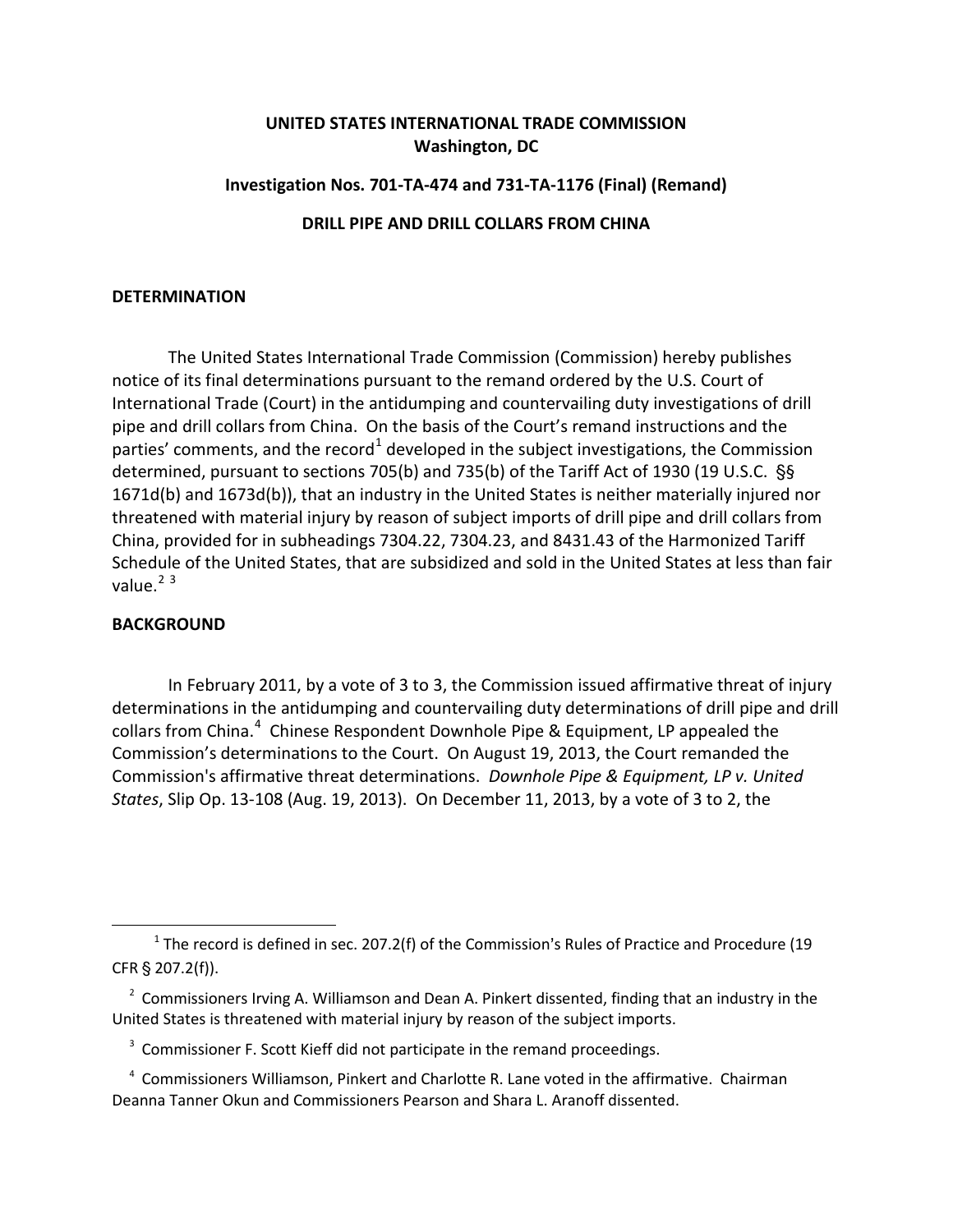**UNITED STATES INTERNATIONAL TRADE COMMISSION**
**Washington, DC**

**Investigation Nos. 701-TA-474 and 731-TA-1176 (Final) (Remand)**

**DRILL PIPE AND DRILL COLLARS FROM CHINA**

**DETERMINATION**

The United States International Trade Commission (Commission) hereby publishes notice of its final determinations pursuant to the remand ordered by the U.S. Court of International Trade (Court) in the antidumping and countervailing duty investigations of drill pipe and drill collars from China. On the basis of the Court's remand instructions and the parties' comments, and the record[1] developed in the subject investigations, the Commission determined, pursuant to sections 705(b) and 735(b) of the Tariff Act of 1930 (19 U.S.C. §§ 1671d(b) and 1673d(b)), that an industry in the United States is neither materially injured nor threatened with material injury by reason of subject imports of drill pipe and drill collars from China, provided for in subheadings 7304.22, 7304.23, and 8431.43 of the Harmonized Tariff Schedule of the United States, that are subsidized and sold in the United States at less than fair value.[2] [3]

**BACKGROUND**

In February 2011, by a vote of 3 to 3, the Commission issued affirmative threat of injury determinations in the antidumping and countervailing duty determinations of drill pipe and drill collars from China.[4] Chinese Respondent Downhole Pipe & Equipment, LP appealed the Commission's determinations to the Court. On August 19, 2013, the Court remanded the Commission's affirmative threat determinations. *Downhole Pipe & Equipment, LP v. United States*, Slip Op. 13-108 (Aug. 19, 2013). On December 11, 2013, by a vote of 3 to 2, the

---

[1] The record is defined in sec. 207.2(f) of the Commission's Rules of Practice and Procedure (19 CFR § 207.2(f)).

[2] Commissioners Irving A. Williamson and Dean A. Pinkert dissented, finding that an industry in the United States is threatened with material injury by reason of the subject imports.

[3] Commissioner F. Scott Kieff did not participate in the remand proceedings.

[4] Commissioners Williamson, Pinkert and Charlotte R. Lane voted in the affirmative. Chairman Deanna Tanner Okun and Commissioners Pearson and Shara L. Aranoff dissented.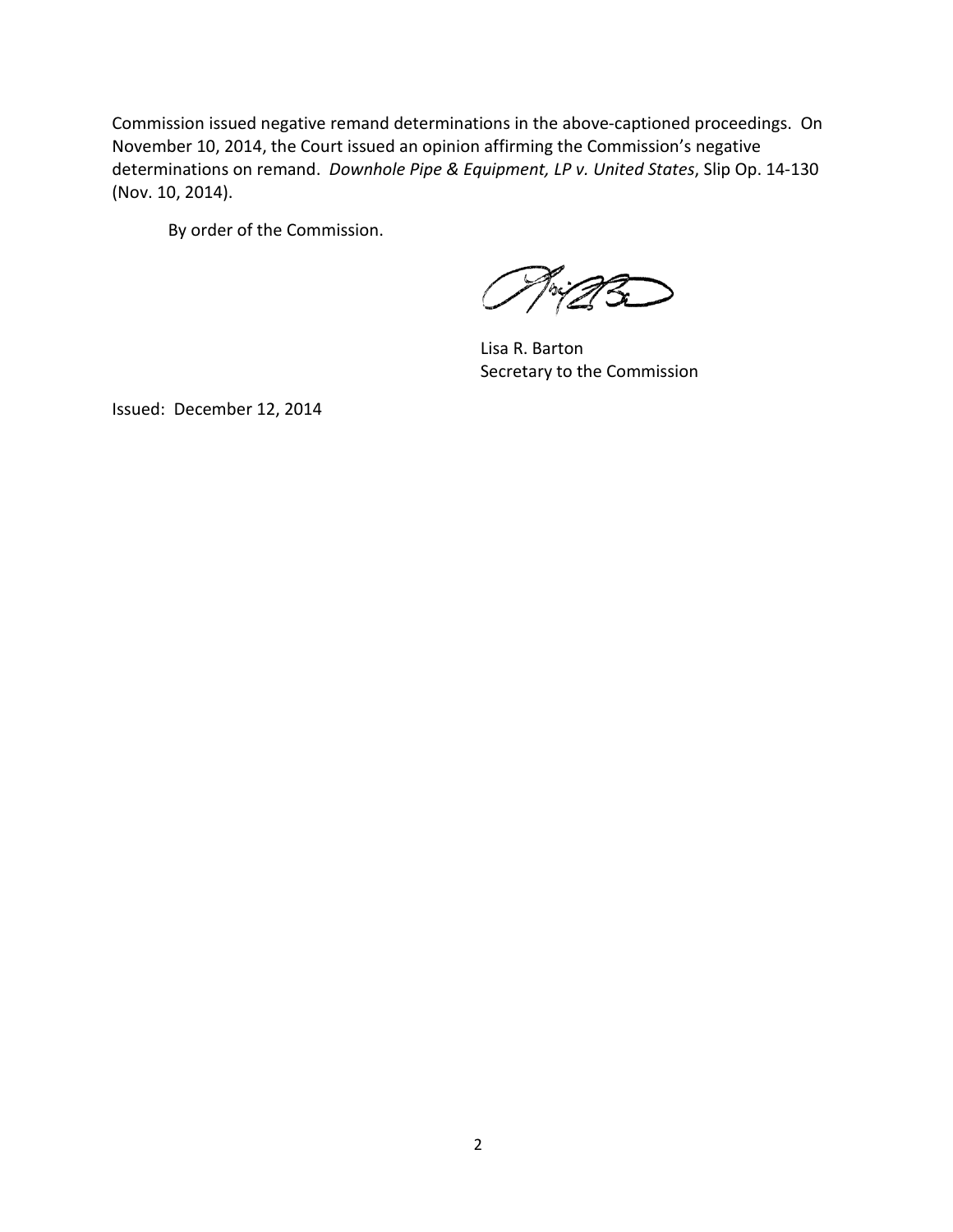Commission issued negative remand determinations in the above-captioned proceedings. On November 10, 2014, the Court issued an opinion affirming the Commission's negative determinations on remand. *Downhole Pipe & Equipment, LP v. United States*, Slip Op. 14-130 (Nov. 10, 2014).

By order of the Commission.

Lisa R. Barton
Secretary to the Commission

Issued: December 12, 2014